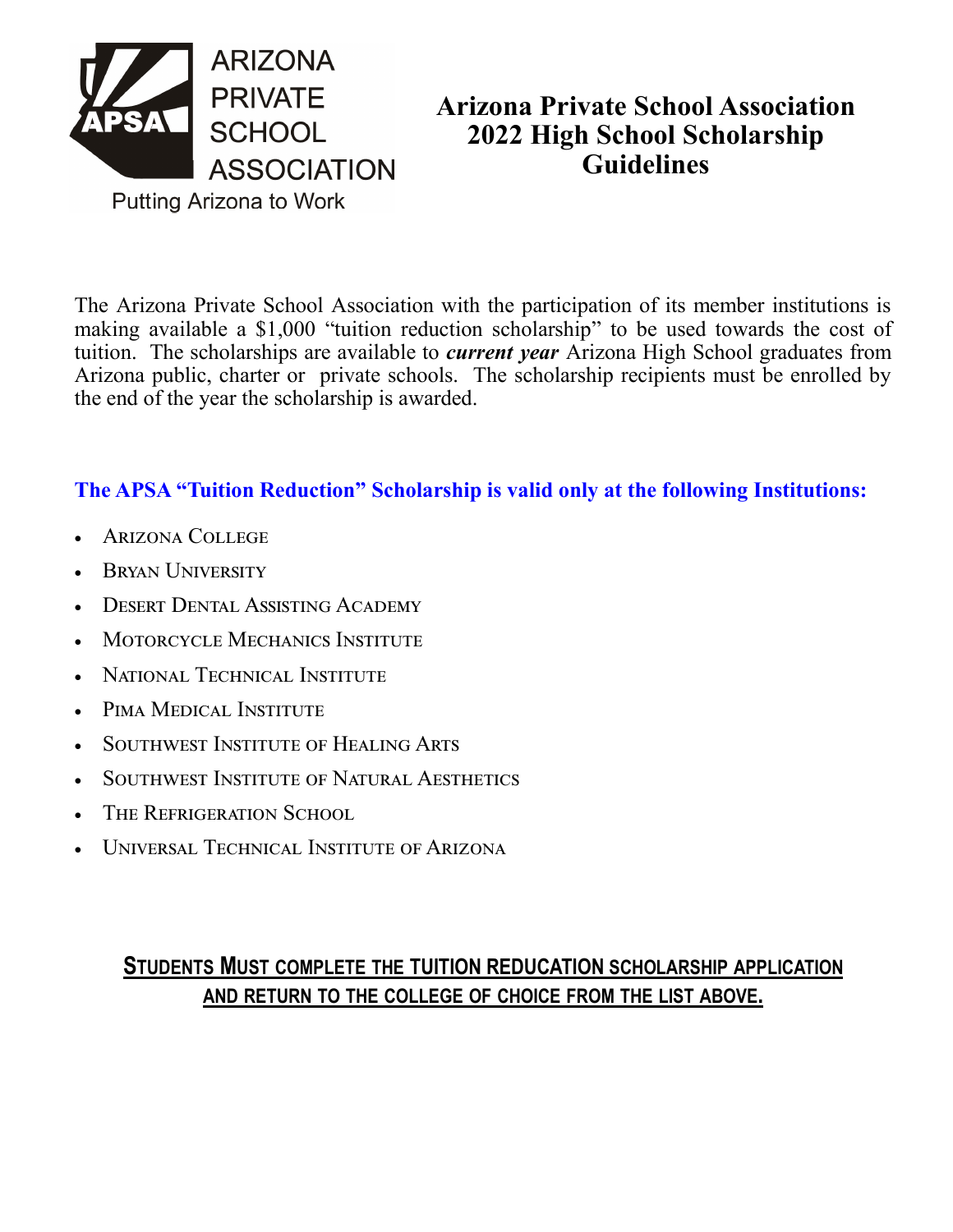ARIZONA PRIVATE SCHOOL ASSOCIATION

Putting Arizona to Work

# Arizona Private School Association 2022 High School Scholarship Guidelines

The Arizona Private School Association with the participation of its member institutions is making available a $1,000 "tuition reduction scholarship" to be used towards the cost of tuition. The scholarships are available to ***current year*** Arizona High School graduates from Arizona public, charter or private schools. The scholarship recipients must be enrolled by the end of the year the scholarship is awarded.

## The APSA "Tuition Reduction" Scholarship is valid only at the following Institutions:

- Arizona College
- Bryan University
- Desert Dental Assisting Academy
- Motorcycle Mechanics Institute
- National Technical Institute
- Pima Medical Institute
- Southwest Institute of Healing Arts
- Southwest Institute of Natural Aesthetics
- The Refrigeration School
- Universal Technical Institute of Arizona

**STUDENTS MUST COMPLETE THE TUITION REDUCATION SCHOLARSHIP APPLICATION AND RETURN TO THE COLLEGE OF CHOICE FROM THE LIST ABOVE.**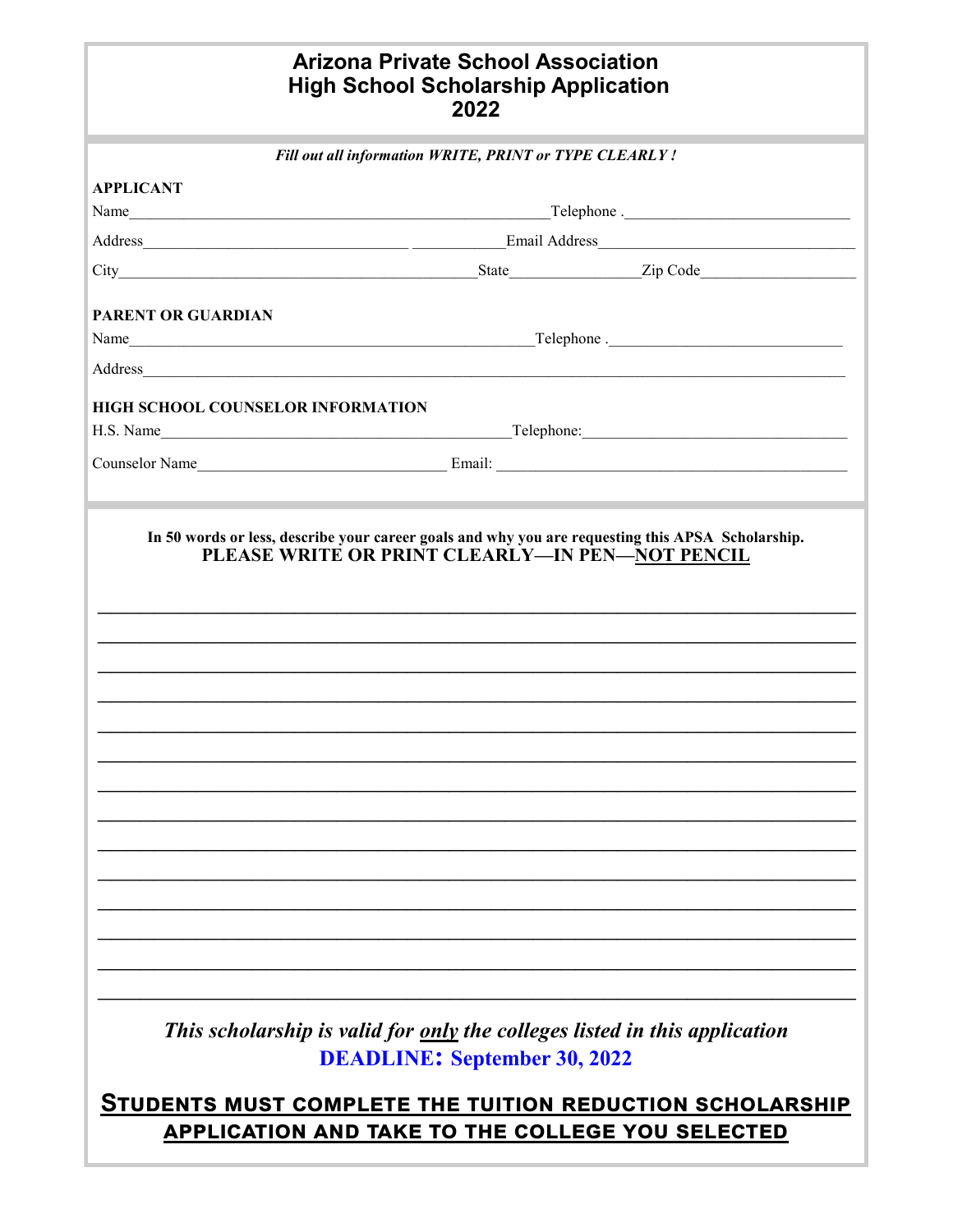# Arizona Private School Association
# High School Scholarship Application
# 2022

***Fill out all information WRITE, PRINT or TYPE CLEARLY !***

**APPLICANT**

Name____________________________________________Telephone .__________________________

Address______________________________ ___________Email Address______________________________

City________________________________________State_______________Zip Code__________________

**PARENT OR GUARDIAN**

Name____________________________________________Telephone .__________________________

Address____________________________________________________________________________

**HIGH SCHOOL COUNSELOR INFORMATION**

H.S. Name______________________________________Telephone:______________________________

Counselor Name____________________________ Email: ___________________________________________

**In 50 words or less, describe your career goals and why you are requesting this APSA Scholarship.**
**PLEASE WRITE OR PRINT CLEARLY—IN PEN—NOT PENCIL**

___________________________________________________________________________

___________________________________________________________________________

___________________________________________________________________________

___________________________________________________________________________

___________________________________________________________________________

___________________________________________________________________________

___________________________________________________________________________

___________________________________________________________________________

___________________________________________________________________________

___________________________________________________________________________

___________________________________________________________________________

___________________________________________________________________________

___________________________________________________________________________

___________________________________________________________________________

***This scholarship is valid for only the colleges listed in this application***

**DEADLINE: September 30, 2022**

**STUDENTS MUST COMPLETE THE TUITION REDUCTION SCHOLARSHIP APPLICATION AND TAKE TO THE COLLEGE YOU SELECTED**